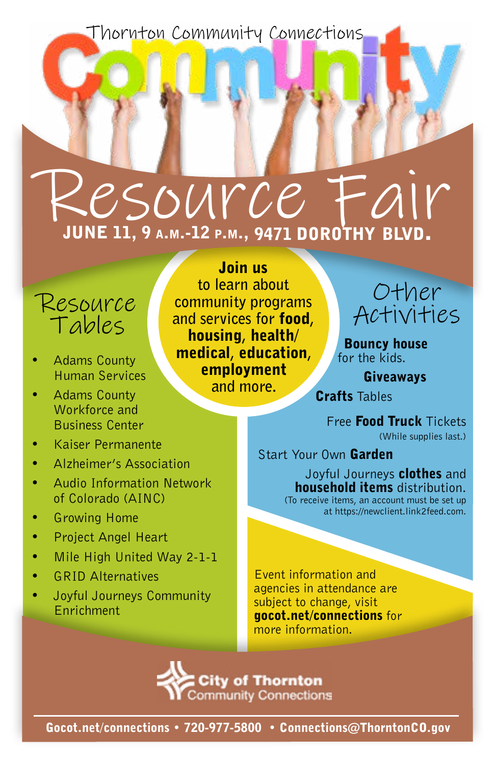Thornton Community Connections

# Community Resource Fair

**JUNE 11, 9 A.M.-12 P.M., 9471 DOROTHY BLVD.**

**Join us** to learn about community programs and services for **food**, **housing**, **health/ medical**, **education**, **employment** and more.

## Resource Tables

- Adams County Human Services
- Adams County Workforce and Business Center
- Kaiser Permanente
- Alzheimer's Association
- Audio Information Network of Colorado (AINC)
- Growing Home
- Project Angel Heart
- Mile High United Way 2-1-1
- GRID Alternatives
- Joyful Journeys Community Enrichment

## Other Activities

**Bouncy house** for the kids.

**Giveaways**

**Crafts** Tables

Free **Food Truck** Tickets
(While supplies last.)

Start Your Own **Garden**

Joyful Journeys **clothes** and **household items** distribution.
(To receive items, an account must be set up at https://newclient.link2feed.com.

Event information and agencies in attendance are subject to change, visit **gocot.net/connections** for more information.

City of Thornton Community Connections

**Gocot.net/connections • 720-977-5800 • Connections@ThorntonCO.gov**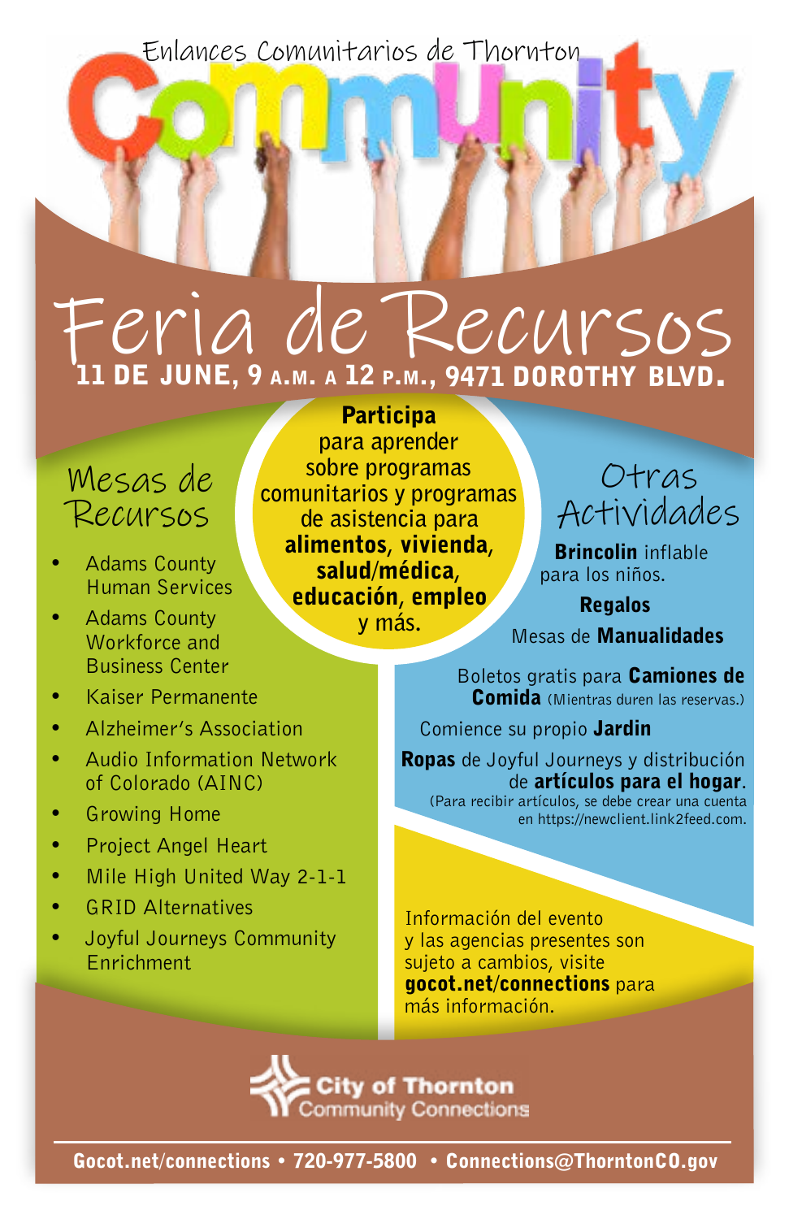Enlances Comunitarios de Thornton

# Community

# Feria de Recursos

**11 DE JUNE, 9 A.M. A 12 P.M., 9471 DOROTHY BLVD.**

**Participa** para aprender sobre programas comunitarios y programas de asistencia para **alimentos**, **vivienda**, **salud/médica**, **educación**, **empleo** y más.

## Mesas de Recursos

- Adams County Human Services
- Adams County Workforce and Business Center
- Kaiser Permanente
- Alzheimer's Association
- Audio Information Network of Colorado (AINC)
- Growing Home
- Project Angel Heart
- Mile High United Way 2-1-1
- GRID Alternatives
- Joyful Journeys Community Enrichment

## Otras Actividades

**Brincolin** inflable para los niños.

**Regalos**

Mesas de **Manualidades**

Boletos gratis para **Camiones de Comida** (Mientras duren las reservas.)

Comience su propio **Jardin**

**Ropas** de Joyful Journeys y distribución de **artículos para el hogar**. (Para recibir artículos, se debe crear una cuenta en https://newclient.link2feed.com.

Información del evento y las agencias presentes son sujeto a cambios, visite **gocot.net/connections** para más información.

City of Thornton Community Connections

**Gocot.net/connections • 720-977-5800 • Connections@ThorntonCO.gov**